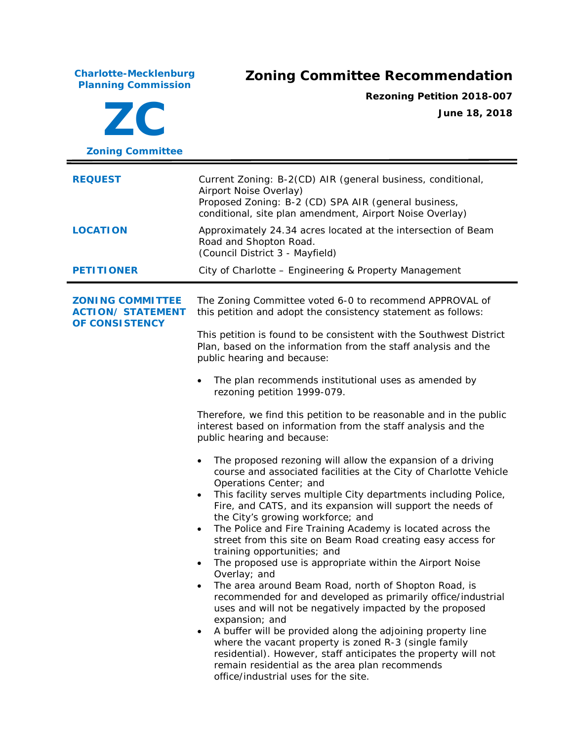**Charlote-Mecklenburg Planning Commission**

# ZC

**Zoning Committee**

# Zoning Committee Recommendation

**Rezoning Petition 2018-007**

**June 18, 2018**

| | |
|---|---|
| **REQUEST** | Current Zoning: B-2(CD) AIR (general business, conditional, Airport Noise Overlay)<br>Proposed Zoning: B-2 (CD) SPA AIR (general business, conditional, site plan amendment, Airport Noise Overlay) |
| **LOCATION** | Approximately 24.34 acres located at the intersection of Beam Road and Shopton Road.<br>(Council District 3 - Mayfield) |
| **PETITIONER** | City of Charlotte – Engineering & Property Management |

**ZONING COMMITTEE ACTION/ STATEMENT OF CONSISTENCY**

The Zoning Committee voted 6-0 to recommend APPROVAL of this petition and adopt the consistency statement as follows:

This petition is found to be consistent with the Southwest District Plan, based on the information from the staff analysis and the public hearing and because:

- The plan recommends institutional uses as amended by rezoning petition 1999-079.

Therefore, we find this petition to be reasonable and in the public interest based on information from the staff analysis and the public hearing and because:

- The proposed rezoning will allow the expansion of a driving course and associated facilities at the City of Charlotte Vehicle Operations Center; and
- This facility serves multiple City departments including Police, Fire, and CATS, and its expansion will support the needs of the City's growing workforce; and
- The Police and Fire Training Academy is located across the street from this site on Beam Road creating easy access for training opportunities; and
- The proposed use is appropriate within the Airport Noise Overlay; and
- The area around Beam Road, north of Shopton Road, is recommended for and developed as primarily office/industrial uses and will not be negatively impacted by the proposed expansion; and
- A buffer will be provided along the adjoining property line where the vacant property is zoned R-3 (single family residential). However, staff anticipates the property will not remain residential as the area plan recommends office/industrial uses for the site.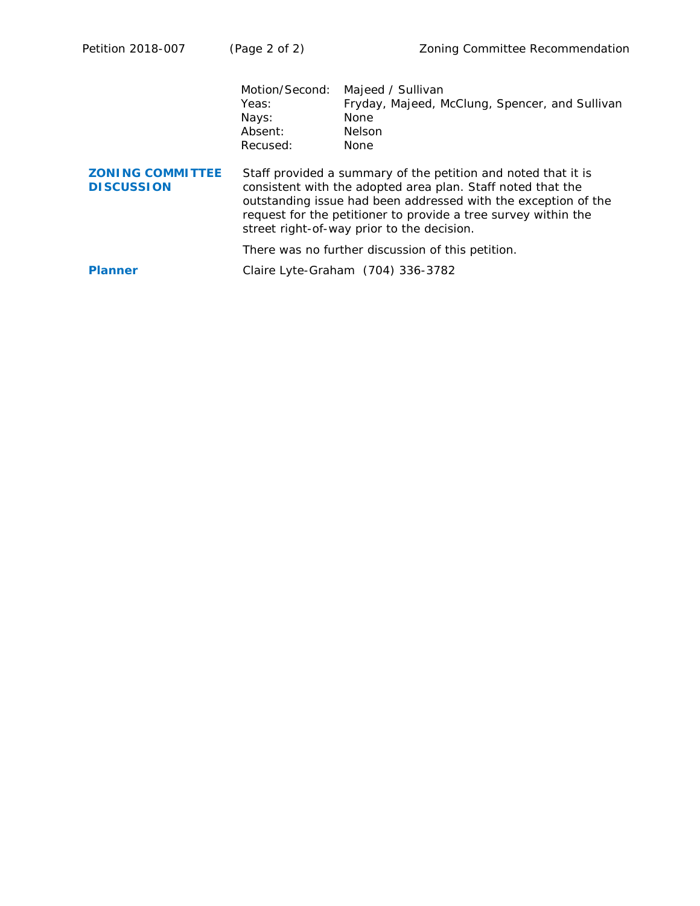| | |
|---|---|
| Motion/Second: | Majeed / Sullivan |
| Yeas: | Fryday, Majeed, McClung, Spencer, and Sullivan |
| Nays: | None |
| Absent: | Nelson |
| Recused: | None |

**ZONING COMMITTEE DISCUSSION**

Staff provided a summary of the petition and noted that it is consistent with the adopted area plan. Staff noted that the outstanding issue had been addressed with the exception of the request for the petitioner to provide a tree survey within the street right-of-way prior to the decision.

There was no further discussion of this petition.

**Planner**

Claire Lyte-Graham (704) 336-3782